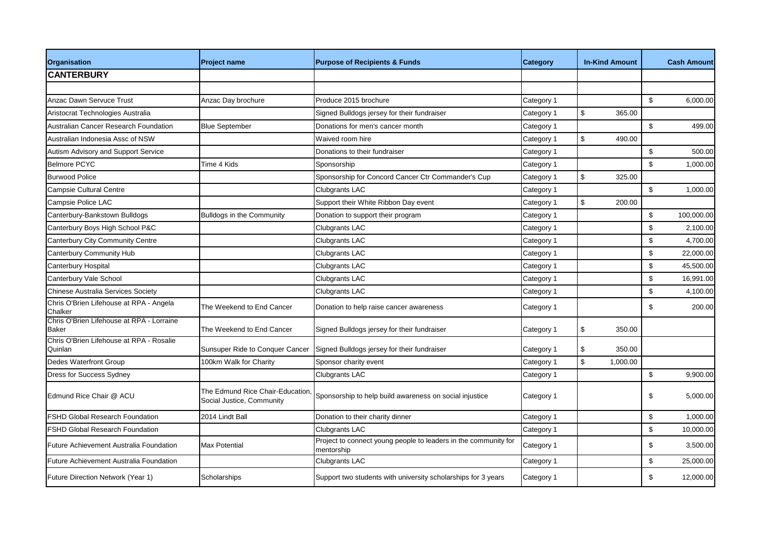| Organisation | Project name | Purpose of Recipients & Funds | Category | In-Kind Amount | Cash Amount |
|---|---|---|---|---|---|
| **CANTERBURY** | | | | | |
| | | | | | |
| Anzac Dawn Servuce Trust | Anzac Day brochure | Produce 2015 brochure | Category 1 | | $ 6,000.00 |
| Aristocrat Technologies Australia | | Signed Bulldogs jersey for their fundraiser | Category 1 | $ 365.00 | |
| Australian Cancer Research Foundation | Blue September | Donations for men's cancer month | Category 1 | | $ 499.00 |
| Australian Indonesia Assc of NSW | | Waived room hire | Category 1 | $ 490.00 | |
| Autism Advisory and Support Service | | Donations to their fundraiser | Category 1 | | $ 500.00 |
| Belmore PCYC | Time 4 Kids | Sponsorship | Category 1 | | $ 1,000.00 |
| Burwood Police | | Sponsorship for Concord Cancer Ctr Commander's Cup | Category 1 | $ 325.00 | |
| Campsie Cultural Centre | | Clubgrants LAC | Category 1 | | $ 1,000.00 |
| Campsie Police LAC | | Support their White Ribbon Day event | Category 1 | $ 200.00 | |
| Canterbury-Bankstown Bulldogs | Bulldogs in the Community | Donation to support their program | Category 1 | | $ 100,000.00 |
| Canterbury Boys High School P&C | | Clubgrants LAC | Category 1 | | $ 2,100.00 |
| Canterbury City Community Centre | | Clubgrants LAC | Category 1 | | $ 4,700.00 |
| Canterbury Community Hub | | Clubgrants LAC | Category 1 | | $ 22,000.00 |
| Canterbury Hospital | | Clubgrants LAC | Category 1 | | $ 45,500.00 |
| Canterbury Vale School | | Clubgrants LAC | Category 1 | | $ 16,991.00 |
| Chinese Australia Services Society | | Clubgrants LAC | Category 1 | | $ 4,100.00 |
| Chris O'Brien Lifehouse at RPA - Angela Chalker | The Weekend to End Cancer | Donation to help raise cancer awareness | Category 1 | | $ 200.00 |
| Chris O'Brien Lifehouse at RPA - Lorraine Baker | The Weekend to End Cancer | Signed Bulldogs jersey for their fundraiser | Category 1 | $ 350.00 | |
| Chris O'Brien Lifehouse at RPA - Rosalie Quinlan | Sunsuper Ride to Conquer Cancer | Signed Bulldogs jersey for their fundraiser | Category 1 | $ 350.00 | |
| Dedes Waterfront Group | 100km Walk for Charity | Sponsor charity event | Category 1 | $ 1,000.00 | |
| Dress for Success Sydney | | Clubgrants LAC | Category 1 | | $ 9,900.00 |
| Edmund Rice Chair @ ACU | The Edmund Rice Chair-Education, Social Justice, Community | Sponsorship to help build awareness on social injustice | Category 1 | | $ 5,000.00 |
| FSHD Global Research Foundation | 2014 Lindt Ball | Donation to their charity dinner | Category 1 | | $ 1,000.00 |
| FSHD Global Research Foundation | | Clubgrants LAC | Category 1 | | $ 10,000.00 |
| Future Achievement Australia Foundation | Max Potential | Project to connect young people to leaders in the community for mentorship | Category 1 | | $ 3,500.00 |
| Future Achievement Australia Foundation | | Clubgrants LAC | Category 1 | | $ 25,000.00 |
| Future Direction Network (Year 1) | Scholarships | Support two students with university scholarships for 3 years | Category 1 | | $ 12,000.00 |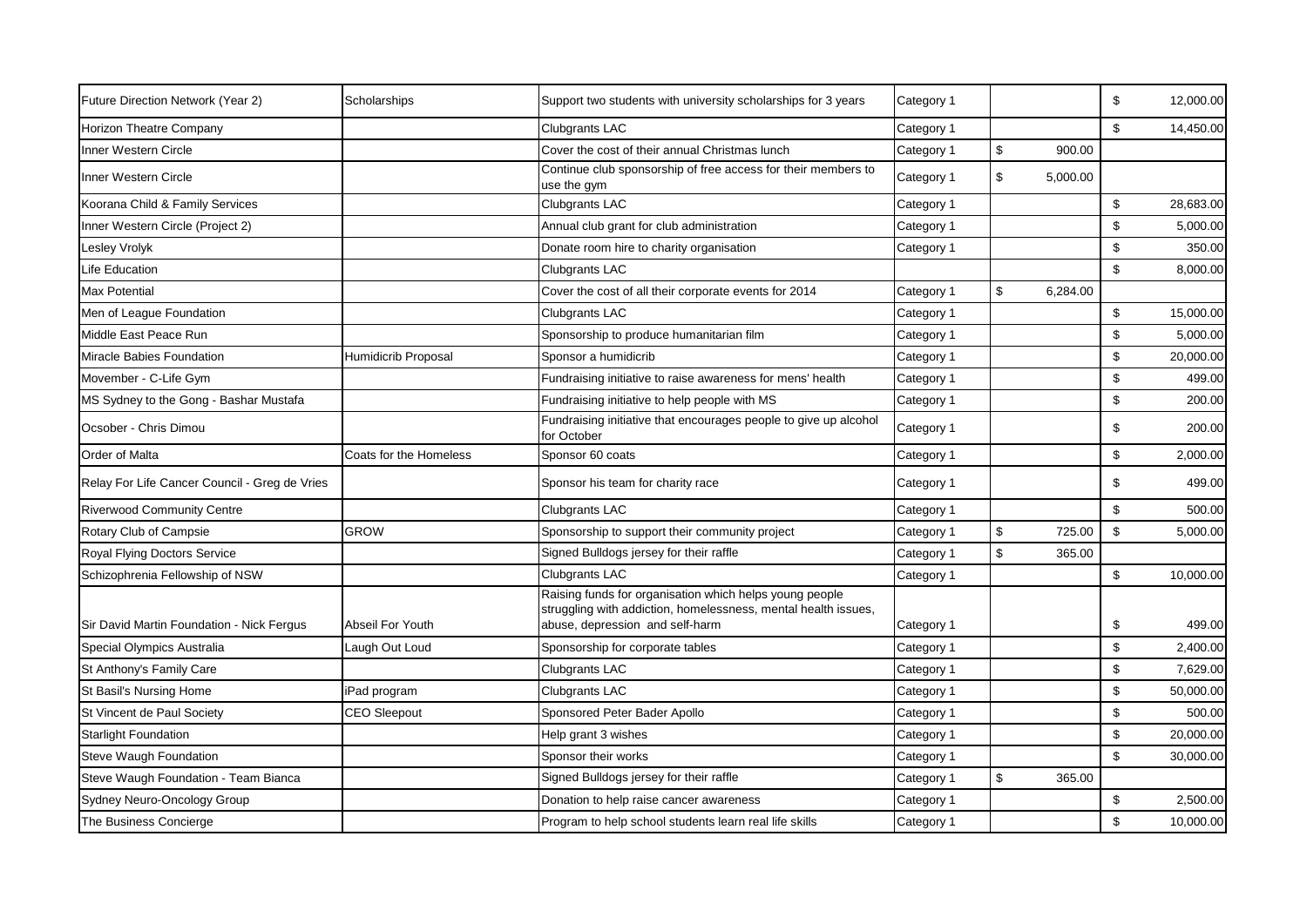| | | | | | |
|---|---|---|---|---|---|
| Future Direction Network (Year 2) | Scholarships | Support two students with university scholarships for 3 years | Category 1 | | $ 12,000.00 |
| Horizon Theatre Company | | Clubgrants LAC | Category 1 | | $ 14,450.00 |
| Inner Western Circle | | Cover the cost of their annual Christmas lunch | Category 1 | $ 900.00 | |
| Inner Western Circle | | Continue club sponsorship of free access for their members to use the gym | Category 1 | $ 5,000.00 | |
| Koorana Child & Family Services | | Clubgrants LAC | Category 1 | | $ 28,683.00 |
| Inner Western Circle (Project 2) | | Annual club grant for club administration | Category 1 | | $ 5,000.00 |
| Lesley Vrolyk | | Donate room hire to charity organisation | Category 1 | | $ 350.00 |
| Life Education | | Clubgrants LAC | | | $ 8,000.00 |
| Max Potential | | Cover the cost of all their corporate events for 2014 | Category 1 | $ 6,284.00 | |
| Men of League Foundation | | Clubgrants LAC | Category 1 | | $ 15,000.00 |
| Middle East Peace Run | | Sponsorship to produce humanitarian film | Category 1 | | $ 5,000.00 |
| Miracle Babies Foundation | Humidicrib Proposal | Sponsor a humidicrib | Category 1 | | $ 20,000.00 |
| Movember - C-Life Gym | | Fundraising initiative to raise awareness for mens' health | Category 1 | | $ 499.00 |
| MS Sydney to the Gong - Bashar Mustafa | | Fundraising initiative to help people with MS | Category 1 | | $ 200.00 |
| Ocsober - Chris Dimou | | Fundraising initiative that encourages people to give up alcohol for October | Category 1 | | $ 200.00 |
| Order of Malta | Coats for the Homeless | Sponsor 60 coats | Category 1 | | $ 2,000.00 |
| Relay For Life Cancer Council - Greg de Vries | | Sponsor his team for charity race | Category 1 | | $ 499.00 |
| Riverwood Community Centre | | Clubgrants LAC | Category 1 | | $ 500.00 |
| Rotary Club of Campsie | GROW | Sponsorship to support their community project | Category 1 | $ 725.00 | $ 5,000.00 |
| Royal Flying Doctors Service | | Signed Bulldogs jersey for their raffle | Category 1 | $ 365.00 | |
| Schizophrenia Fellowship of NSW | | Clubgrants LAC | Category 1 | | $ 10,000.00 |
| Sir David Martin Foundation - Nick Fergus | Abseil For Youth | Raising funds for organisation which helps young people struggling with addiction, homelessness, mental health issues, abuse, depression and self-harm | Category 1 | | $ 499.00 |
| Special Olympics Australia | Laugh Out Loud | Sponsorship for corporate tables | Category 1 | | $ 2,400.00 |
| St Anthony's Family Care | | Clubgrants LAC | Category 1 | | $ 7,629.00 |
| St Basil's Nursing Home | iPad program | Clubgrants LAC | Category 1 | | $ 50,000.00 |
| St Vincent de Paul Society | CEO Sleepout | Sponsored Peter Bader Apollo | Category 1 | | $ 500.00 |
| Starlight Foundation | | Help grant 3 wishes | Category 1 | | $ 20,000.00 |
| Steve Waugh Foundation | | Sponsor their works | Category 1 | | $ 30,000.00 |
| Steve Waugh Foundation - Team Bianca | | Signed Bulldogs jersey for their raffle | Category 1 | $ 365.00 | |
| Sydney Neuro-Oncology Group | | Donation to help raise cancer awareness | Category 1 | | $ 2,500.00 |
| The Business Concierge | | Program to help school students learn real life skills | Category 1 | | $ 10,000.00 |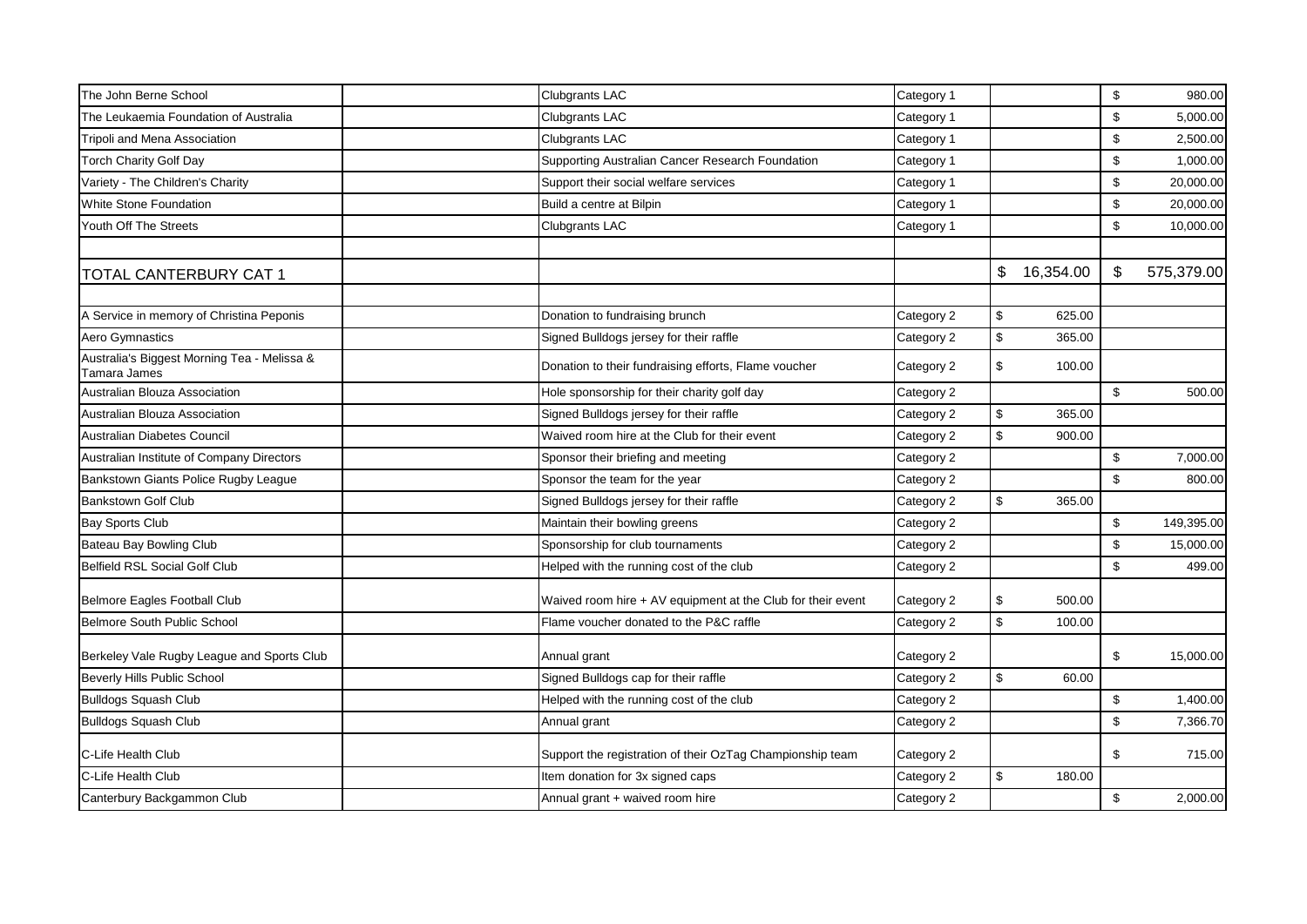| | | | | | |
|---|---|---|---|---|---|
| The John Berne School | | Clubgrants LAC | Category 1 | | $ 980.00 |
| The Leukaemia Foundation of Australia | | Clubgrants LAC | Category 1 | | $ 5,000.00 |
| Tripoli and Mena Association | | Clubgrants LAC | Category 1 | | $ 2,500.00 |
| Torch Charity Golf Day | | Supporting Australian Cancer Research Foundation | Category 1 | | $ 1,000.00 |
| Variety - The Children's Charity | | Support their social welfare services | Category 1 | | $ 20,000.00 |
| White Stone Foundation | | Build a centre at Bilpin | Category 1 | | $ 20,000.00 |
| Youth Off The Streets | | Clubgrants LAC | Category 1 | | $ 10,000.00 |
| | | | | | |
| TOTAL CANTERBURY CAT 1 | | | | $ 16,354.00 | $ 575,379.00 |
| | | | | | |
| A Service in memory of Christina Peponis | | Donation to fundraising brunch | Category 2 | $ 625.00 | |
| Aero Gymnastics | | Signed Bulldogs jersey for their raffle | Category 2 | $ 365.00 | |
| Australia's Biggest Morning Tea - Melissa & Tamara James | | Donation to their fundraising efforts, Flame voucher | Category 2 | $ 100.00 | |
| Australian Blouza Association | | Hole sponsorship for their charity golf day | Category 2 | | $ 500.00 |
| Australian Blouza Association | | Signed Bulldogs jersey for their raffle | Category 2 | $ 365.00 | |
| Australian Diabetes Council | | Waived room hire at the Club for their event | Category 2 | $ 900.00 | |
| Australian Institute of Company Directors | | Sponsor their briefing and meeting | Category 2 | | $ 7,000.00 |
| Bankstown Giants Police Rugby League | | Sponsor the team for the year | Category 2 | | $ 800.00 |
| Bankstown Golf Club | | Signed Bulldogs jersey for their raffle | Category 2 | $ 365.00 | |
| Bay Sports Club | | Maintain their bowling greens | Category 2 | | $ 149,395.00 |
| Bateau Bay Bowling Club | | Sponsorship for club tournaments | Category 2 | | $ 15,000.00 |
| Belfield RSL Social Golf Club | | Helped with the running cost of the club | Category 2 | | $ 499.00 |
| Belmore Eagles Football Club | | Waived room hire + AV equipment at the Club for their event | Category 2 | $ 500.00 | |
| Belmore South Public School | | Flame voucher donated to the P&C raffle | Category 2 | $ 100.00 | |
| Berkeley Vale Rugby League and Sports Club | | Annual grant | Category 2 | | $ 15,000.00 |
| Beverly Hills Public School | | Signed Bulldogs cap for their raffle | Category 2 | $ 60.00 | |
| Bulldogs Squash Club | | Helped with the running cost of the club | Category 2 | | $ 1,400.00 |
| Bulldogs Squash Club | | Annual grant | Category 2 | | $ 7,366.70 |
| C-Life Health Club | | Support the registration of their OzTag Championship team | Category 2 | | $ 715.00 |
| C-Life Health Club | | Item donation for 3x signed caps | Category 2 | $ 180.00 | |
| Canterbury Backgammon Club | | Annual grant + waived room hire | Category 2 | | $ 2,000.00 |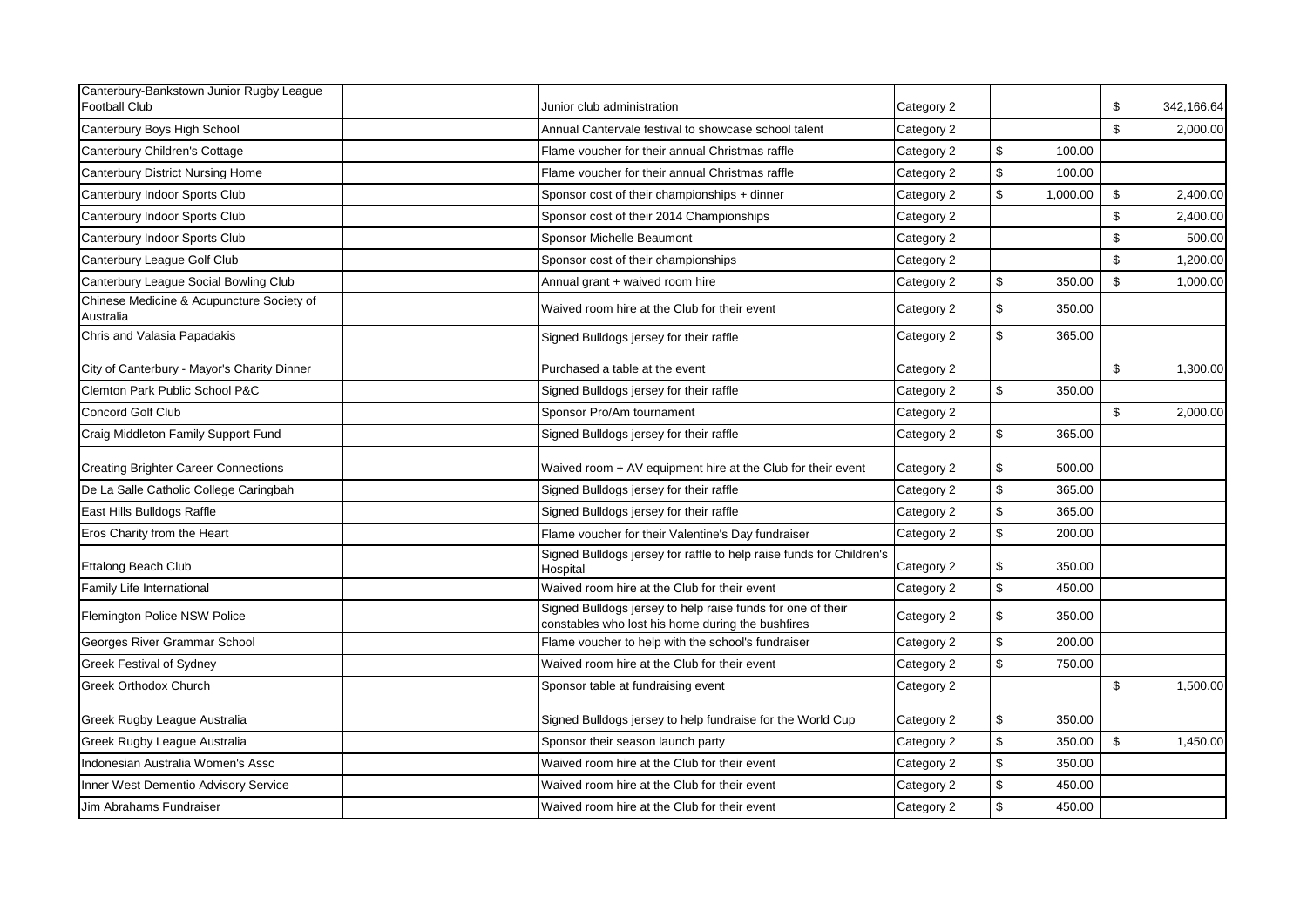| | | | | | |
|---|---|---|---|---|---|
| Canterbury-Bankstown Junior Rugby League Football Club | | Junior club administration | Category 2 | | $ 342,166.64 |
| Canterbury Boys High School | | Annual Cantervale festival to showcase school talent | Category 2 | | $ 2,000.00 |
| Canterbury Children's Cottage | | Flame voucher for their annual Christmas raffle | Category 2 | $ 100.00 | |
| Canterbury District Nursing Home | | Flame voucher for their annual Christmas raffle | Category 2 | $ 100.00 | |
| Canterbury Indoor Sports Club | | Sponsor cost of their championships + dinner | Category 2 | $ 1,000.00 | $ 2,400.00 |
| Canterbury Indoor Sports Club | | Sponsor cost of their 2014 Championships | Category 2 | | $ 2,400.00 |
| Canterbury Indoor Sports Club | | Sponsor Michelle Beaumont | Category 2 | | $ 500.00 |
| Canterbury League Golf Club | | Sponsor cost of their championships | Category 2 | | $ 1,200.00 |
| Canterbury League Social Bowling Club | | Annual grant + waived room hire | Category 2 | $ 350.00 | $ 1,000.00 |
| Chinese Medicine & Acupuncture Society of Australia | | Waived room hire at the Club for their event | Category 2 | $ 350.00 | |
| Chris and Valasia Papadakis | | Signed Bulldogs jersey for their raffle | Category 2 | $ 365.00 | |
| City of Canterbury - Mayor's Charity Dinner | | Purchased a table at the event | Category 2 | | $ 1,300.00 |
| Clemton Park Public School P&C | | Signed Bulldogs jersey for their raffle | Category 2 | $ 350.00 | |
| Concord Golf Club | | Sponsor Pro/Am tournament | Category 2 | | $ 2,000.00 |
| Craig Middleton Family Support Fund | | Signed Bulldogs jersey for their raffle | Category 2 | $ 365.00 | |
| Creating Brighter Career Connections | | Waived room + AV equipment hire at the Club for their event | Category 2 | $ 500.00 | |
| De La Salle Catholic College Caringbah | | Signed Bulldogs jersey for their raffle | Category 2 | $ 365.00 | |
| East Hills Bulldogs Raffle | | Signed Bulldogs jersey for their raffle | Category 2 | $ 365.00 | |
| Eros Charity from the Heart | | Flame voucher for their Valentine's Day fundraiser | Category 2 | $ 200.00 | |
| Ettalong Beach Club | | Signed Bulldogs jersey for raffle to help raise funds for Children's Hospital | Category 2 | $ 350.00 | |
| Family Life International | | Waived room hire at the Club for their event | Category 2 | $ 450.00 | |
| Flemington Police NSW Police | | Signed Bulldogs jersey to help raise funds for one of their constables who lost his home during the bushfires | Category 2 | $ 350.00 | |
| Georges River Grammar School | | Flame voucher to help with the school's fundraiser | Category 2 | $ 200.00 | |
| Greek Festival of Sydney | | Waived room hire at the Club for their event | Category 2 | $ 750.00 | |
| Greek Orthodox Church | | Sponsor table at fundraising event | Category 2 | | $ 1,500.00 |
| Greek Rugby League Australia | | Signed Bulldogs jersey to help fundraise for the World Cup | Category 2 | $ 350.00 | |
| Greek Rugby League Australia | | Sponsor their season launch party | Category 2 | $ 350.00 | $ 1,450.00 |
| Indonesian Australia Women's Assc | | Waived room hire at the Club for their event | Category 2 | $ 350.00 | |
| Inner West Dementio Advisory Service | | Waived room hire at the Club for their event | Category 2 | $ 450.00 | |
| Jim Abrahams Fundraiser | | Waived room hire at the Club for their event | Category 2 | $ 450.00 | |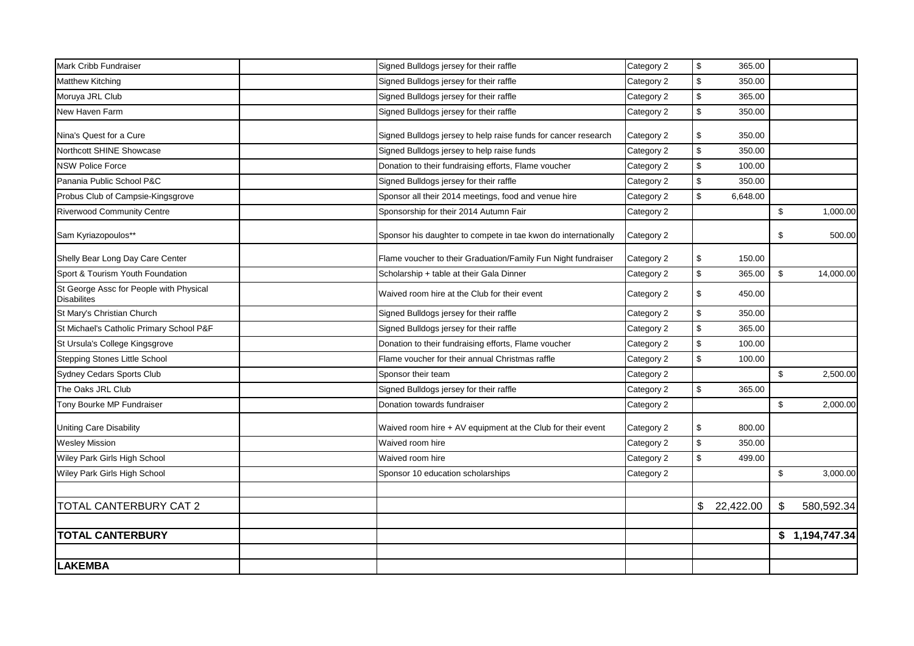| | | | | | |
|---|---|---|---|---|---|
| Mark Cribb Fundraiser | | Signed Bulldogs jersey for their raffle | Category 2 | $ 365.00 | |
| Matthew Kitching | | Signed Bulldogs jersey for their raffle | Category 2 | $ 350.00 | |
| Moruya JRL Club | | Signed Bulldogs jersey for their raffle | Category 2 | $ 365.00 | |
| New Haven Farm | | Signed Bulldogs jersey for their raffle | Category 2 | $ 350.00 | |
| Nina's Quest for a Cure | | Signed Bulldogs jersey to help raise funds for cancer research | Category 2 | $ 350.00 | |
| Northcott SHINE Showcase | | Signed Bulldogs jersey to help raise funds | Category 2 | $ 350.00 | |
| NSW Police Force | | Donation to their fundraising efforts, Flame voucher | Category 2 | $ 100.00 | |
| Panania Public School P&C | | Signed Bulldogs jersey for their raffle | Category 2 | $ 350.00 | |
| Probus Club of Campsie-Kingsgrove | | Sponsor all their 2014 meetings, food and venue hire | Category 2 | $ 6,648.00 | |
| Riverwood Community Centre | | Sponsorship for their 2014 Autumn Fair | Category 2 | | $ 1,000.00 |
| Sam Kyriazopoulos** | | Sponsor his daughter to compete in tae kwon do internationally | Category 2 | | $ 500.00 |
| Shelly Bear Long Day Care Center | | Flame voucher to their Graduation/Family Fun Night fundraiser | Category 2 | $ 150.00 | |
| Sport & Tourism Youth Foundation | | Scholarship + table at their Gala Dinner | Category 2 | $ 365.00 | $ 14,000.00 |
| St George Assc for People with Physical Disabilites | | Waived room hire at the Club for their event | Category 2 | $ 450.00 | |
| St Mary's Christian Church | | Signed Bulldogs jersey for their raffle | Category 2 | $ 350.00 | |
| St Michael's Catholic Primary School P&F | | Signed Bulldogs jersey for their raffle | Category 2 | $ 365.00 | |
| St Ursula's College Kingsgrove | | Donation to their fundraising efforts, Flame voucher | Category 2 | $ 100.00 | |
| Stepping Stones Little School | | Flame voucher for their annual Christmas raffle | Category 2 | $ 100.00 | |
| Sydney Cedars Sports Club | | Sponsor their team | Category 2 | | $ 2,500.00 |
| The Oaks JRL Club | | Signed Bulldogs jersey for their raffle | Category 2 | $ 365.00 | |
| Tony Bourke MP Fundraiser | | Donation towards fundraiser | Category 2 | | $ 2,000.00 |
| Uniting Care Disability | | Waived room hire + AV equipment at the Club for their event | Category 2 | $ 800.00 | |
| Wesley Mission | | Waived room hire | Category 2 | $ 350.00 | |
| Wiley Park Girls High School | | Waived room hire | Category 2 | $ 499.00 | |
| Wiley Park Girls High School | | Sponsor 10 education scholarships | Category 2 | | $ 3,000.00 |
| | | | | | |
| TOTAL CANTERBURY CAT 2 | | | | $ 22,422.00 | $ 580,592.34 |
| | | | | | |
| **TOTAL CANTERBURY** | | | | | **$ 1,194,747.34** |
| | | | | | |
| **LAKEMBA** | | | | | |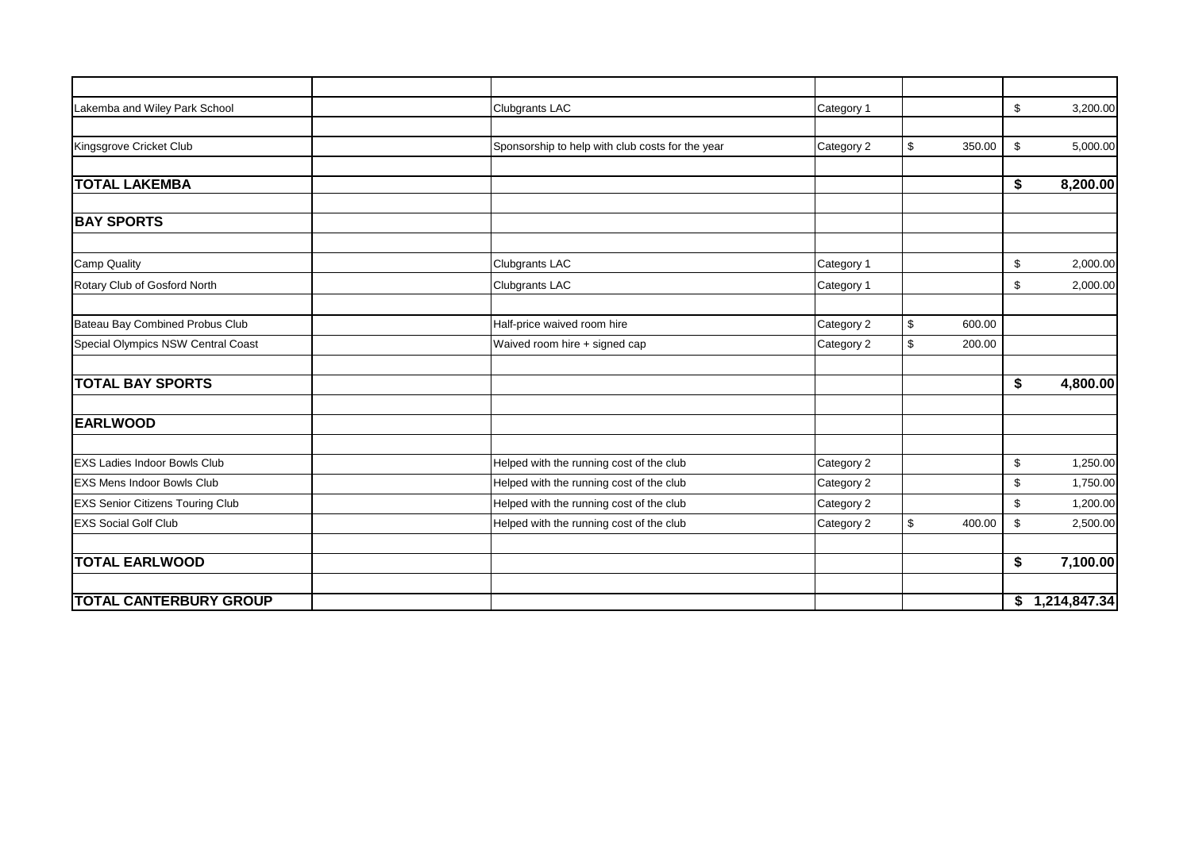| | | | | | |
|---|---|---|---|---|---|
| Lakemba and Wiley Park School | | Clubgrants LAC | Category 1 | | $ 3,200.00 |
| | | | | | |
| Kingsgrove Cricket Club | | Sponsorship to help with club costs for the year | Category 2 | $ 350.00 | $ 5,000.00 |
| | | | | | |
| **TOTAL LAKEMBA** | | | | | **$ 8,200.00** |
| | | | | | |
| **BAY SPORTS** | | | | | |
| | | | | | |
| Camp Quality | | Clubgrants LAC | Category 1 | | $ 2,000.00 |
| Rotary Club of Gosford North | | Clubgrants LAC | Category 1 | | $ 2,000.00 |
| | | | | | |
| Bateau Bay Combined Probus Club | | Half-price waived room hire | Category 2 | $ 600.00 | |
| Special Olympics NSW Central Coast | | Waived room hire + signed cap | Category 2 | $ 200.00 | |
| | | | | | |
| **TOTAL BAY SPORTS** | | | | | **$ 4,800.00** |
| | | | | | |
| **EARLWOOD** | | | | | |
| | | | | | |
| EXS Ladies Indoor Bowls Club | | Helped with the running cost of the club | Category 2 | | $ 1,250.00 |
| EXS Mens Indoor Bowls Club | | Helped with the running cost of the club | Category 2 | | $ 1,750.00 |
| EXS Senior Citizens Touring Club | | Helped with the running cost of the club | Category 2 | | $ 1,200.00 |
| EXS Social Golf Club | | Helped with the running cost of the club | Category 2 | $ 400.00 | $ 2,500.00 |
| | | | | | |
| **TOTAL EARLWOOD** | | | | | **$ 7,100.00** |
| | | | | | |
| **TOTAL CANTERBURY GROUP** | | | | | **$ 1,214,847.34** |